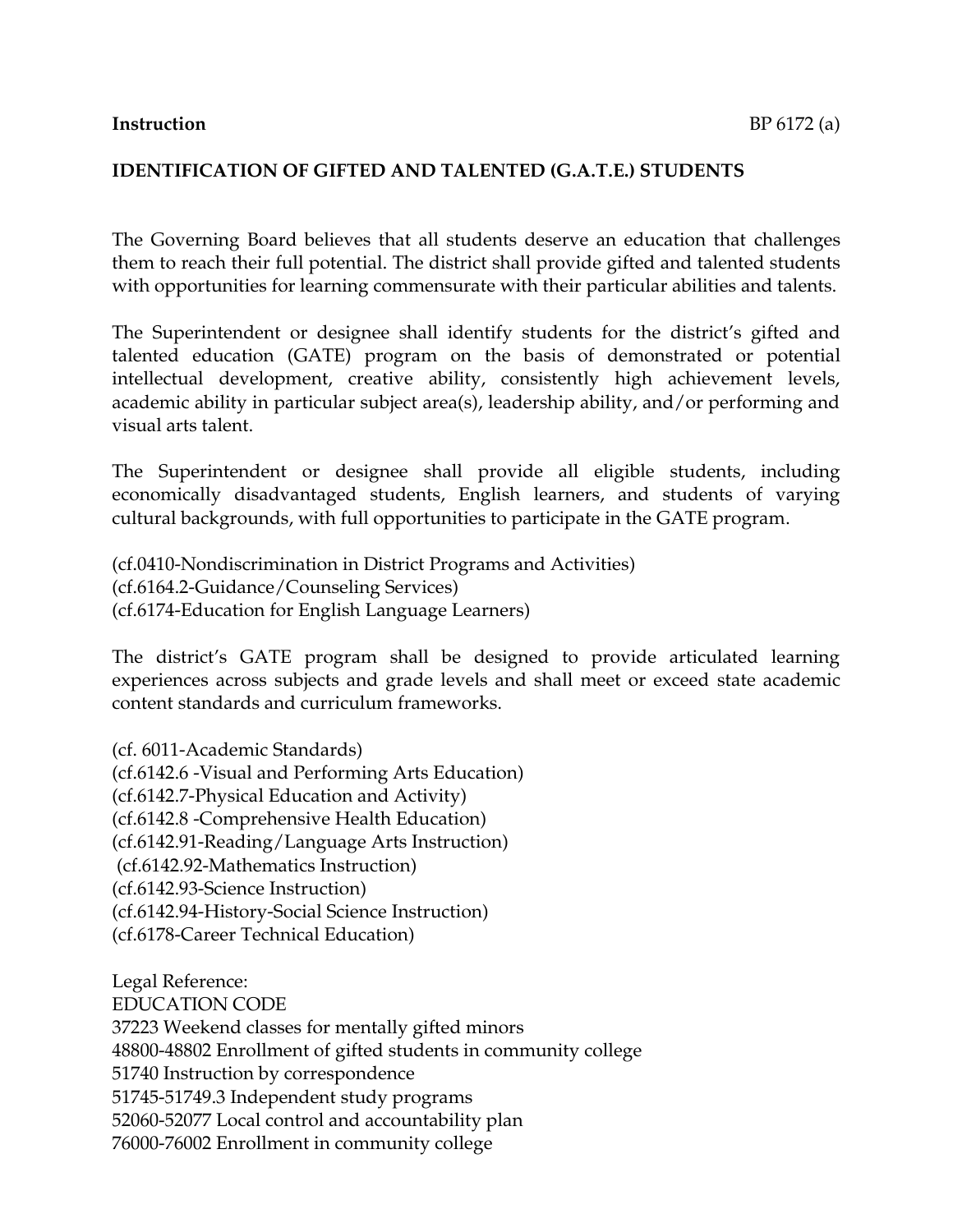**Instruction** BP 6172 (a)

**IDENTIFICATION OF GIFTED AND TALENTED (G.A.T.E.) STUDENTS**

The Governing Board believes that all students deserve an education that challenges them to reach their full potential. The district shall provide gifted and talented students with opportunities for learning commensurate with their particular abilities and talents.

The Superintendent or designee shall identify students for the district's gifted and talented education (GATE) program on the basis of demonstrated or potential intellectual development, creative ability, consistently high achievement levels, academic ability in particular subject area(s), leadership ability, and/or performing and visual arts talent.

The Superintendent or designee shall provide all eligible students, including economically disadvantaged students, English learners, and students of varying cultural backgrounds, with full opportunities to participate in the GATE program.

(cf.0410-Nondiscrimination in District Programs and Activities)
(cf.6164.2-Guidance/Counseling Services)
(cf.6174-Education for English Language Learners)

The district's GATE program shall be designed to provide articulated learning experiences across subjects and grade levels and shall meet or exceed state academic content standards and curriculum frameworks.

(cf. 6011-Academic Standards)
(cf.6142.6 -Visual and Performing Arts Education)
(cf.6142.7-Physical Education and Activity)
(cf.6142.8 -Comprehensive Health Education)
(cf.6142.91-Reading/Language Arts Instruction)
(cf.6142.92-Mathematics Instruction)
(cf.6142.93-Science Instruction)
(cf.6142.94-History-Social Science Instruction)
(cf.6178-Career Technical Education)

Legal Reference:
EDUCATION CODE
37223 Weekend classes for mentally gifted minors
48800-48802 Enrollment of gifted students in community college
51740 Instruction by correspondence
51745-51749.3 Independent study programs
52060-52077 Local control and accountability plan
76000-76002 Enrollment in community college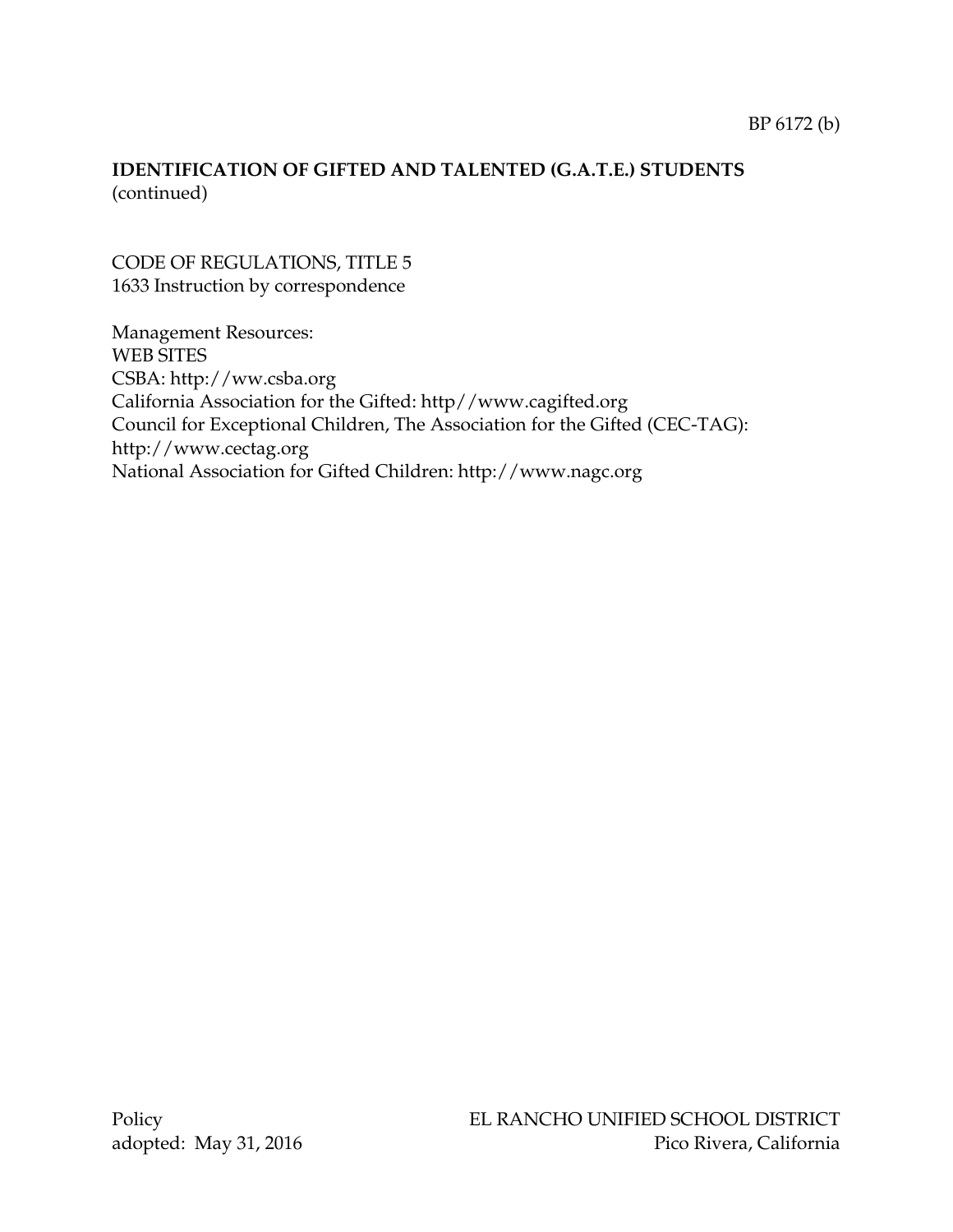**IDENTIFICATION OF GIFTED AND TALENTED (G.A.T.E.) STUDENTS**
(continued)

CODE OF REGULATIONS, TITLE 5
1633 Instruction by correspondence

Management Resources:
WEB SITES
CSBA: http://ww.csba.org
California Association for the Gifted: http//www.cagifted.org
Council for Exceptional Children, The Association for the Gifted (CEC-TAG): http://www.cectag.org
National Association for Gifted Children: http://www.nagc.org

Policy
adopted: May 31, 2016

EL RANCHO UNIFIED SCHOOL DISTRICT
Pico Rivera, California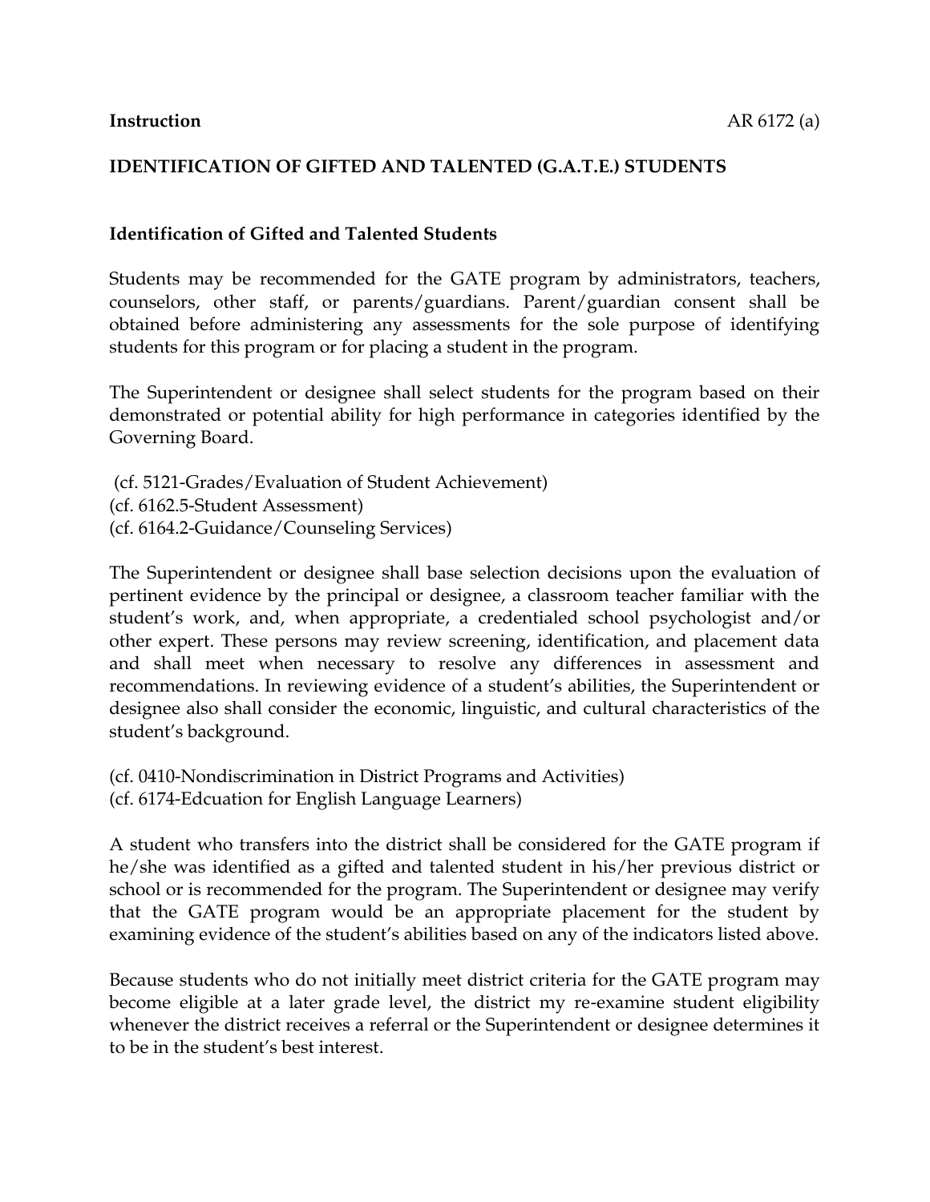**Instruction** AR 6172 (a)

**IDENTIFICATION OF GIFTED AND TALENTED (G.A.T.E.) STUDENTS**

**Identification of Gifted and Talented Students**

Students may be recommended for the GATE program by administrators, teachers, counselors, other staff, or parents/guardians. Parent/guardian consent shall be obtained before administering any assessments for the sole purpose of identifying students for this program or for placing a student in the program.

The Superintendent or designee shall select students for the program based on their demonstrated or potential ability for high performance in categories identified by the Governing Board.

(cf. 5121-Grades/Evaluation of Student Achievement)
(cf. 6162.5-Student Assessment)
(cf. 6164.2-Guidance/Counseling Services)

The Superintendent or designee shall base selection decisions upon the evaluation of pertinent evidence by the principal or designee, a classroom teacher familiar with the student's work, and, when appropriate, a credentialed school psychologist and/or other expert. These persons may review screening, identification, and placement data and shall meet when necessary to resolve any differences in assessment and recommendations. In reviewing evidence of a student's abilities, the Superintendent or designee also shall consider the economic, linguistic, and cultural characteristics of the student's background.

(cf. 0410-Nondiscrimination in District Programs and Activities)
(cf. 6174-Edcuation for English Language Learners)

A student who transfers into the district shall be considered for the GATE program if he/she was identified as a gifted and talented student in his/her previous district or school or is recommended for the program. The Superintendent or designee may verify that the GATE program would be an appropriate placement for the student by examining evidence of the student's abilities based on any of the indicators listed above.

Because students who do not initially meet district criteria for the GATE program may become eligible at a later grade level, the district my re-examine student eligibility whenever the district receives a referral or the Superintendent or designee determines it to be in the student's best interest.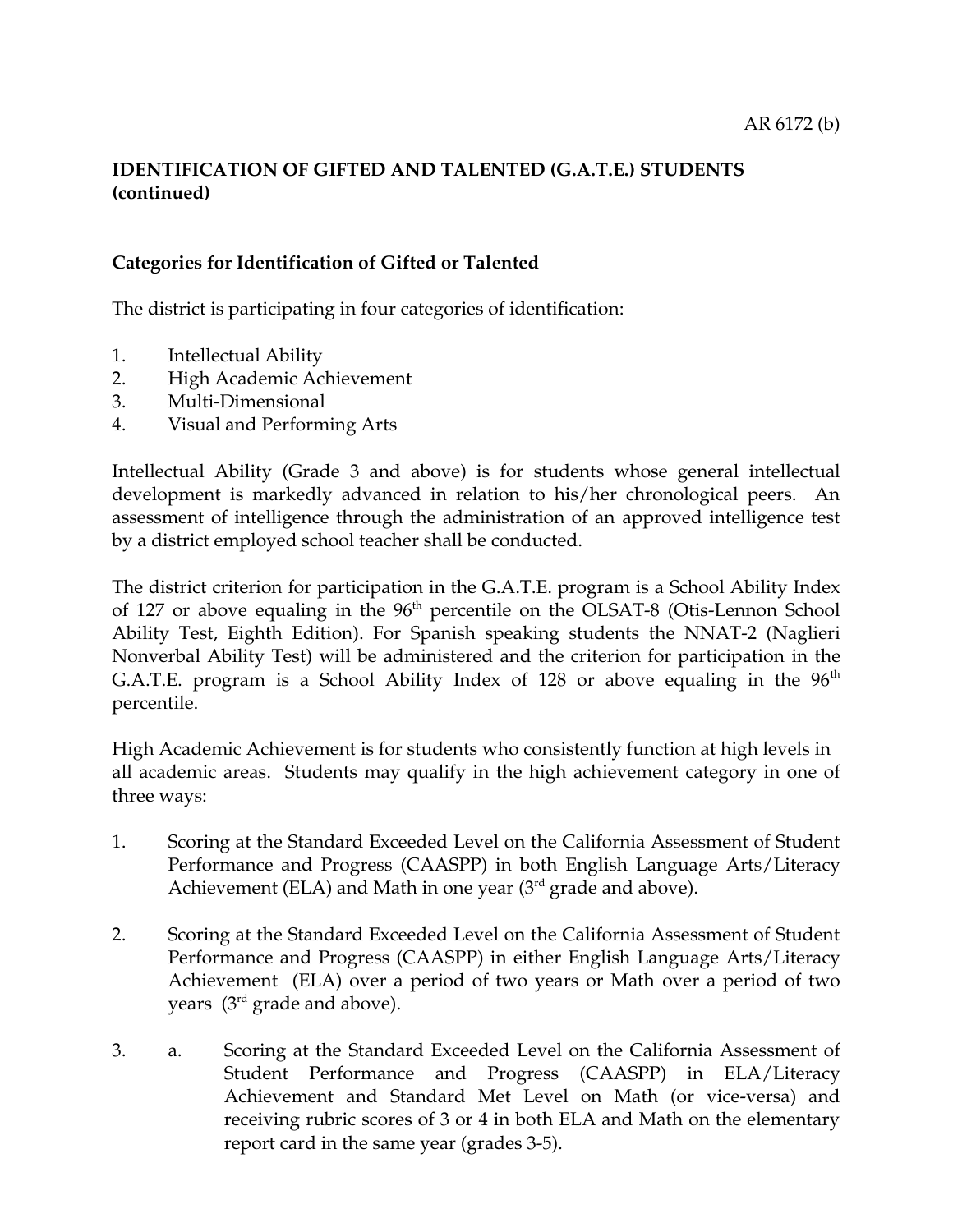AR 6172 (b)

**IDENTIFICATION OF GIFTED AND TALENTED (G.A.T.E.) STUDENTS (continued)**

**Categories for Identification of Gifted or Talented**

The district is participating in four categories of identification:

1. Intellectual Ability
2. High Academic Achievement
3. Multi-Dimensional
4. Visual and Performing Arts

Intellectual Ability (Grade 3 and above) is for students whose general intellectual development is markedly advanced in relation to his/her chronological peers. An assessment of intelligence through the administration of an approved intelligence test by a district employed school teacher shall be conducted.

The district criterion for participation in the G.A.T.E. program is a School Ability Index of 127 or above equaling in the 96th percentile on the OLSAT-8 (Otis-Lennon School Ability Test, Eighth Edition). For Spanish speaking students the NNAT-2 (Naglieri Nonverbal Ability Test) will be administered and the criterion for participation in the G.A.T.E. program is a School Ability Index of 128 or above equaling in the 96th percentile.

High Academic Achievement is for students who consistently function at high levels in all academic areas. Students may qualify in the high achievement category in one of three ways:

1. Scoring at the Standard Exceeded Level on the California Assessment of Student Performance and Progress (CAASPP) in both English Language Arts/Literacy Achievement (ELA) and Math in one year (3rd grade and above).

2. Scoring at the Standard Exceeded Level on the California Assessment of Student Performance and Progress (CAASPP) in either English Language Arts/Literacy Achievement (ELA) over a period of two years or Math over a period of two years (3rd grade and above).

3. a. Scoring at the Standard Exceeded Level on the California Assessment of Student Performance and Progress (CAASPP) in ELA/Literacy Achievement and Standard Met Level on Math (or vice-versa) and receiving rubric scores of 3 or 4 in both ELA and Math on the elementary report card in the same year (grades 3-5).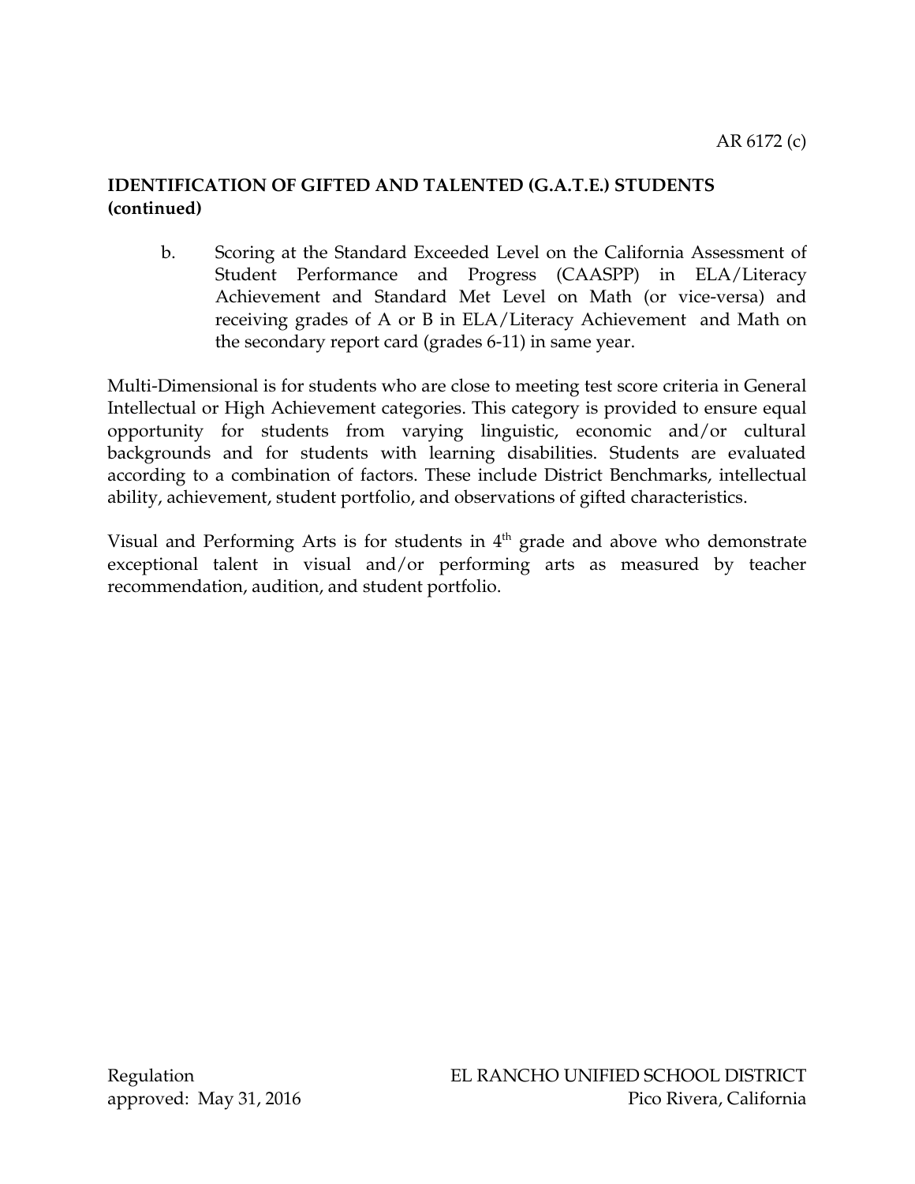## IDENTIFICATION OF GIFTED AND TALENTED (G.A.T.E.) STUDENTS (continued)

b. Scoring at the Standard Exceeded Level on the California Assessment of Student Performance and Progress (CAASPP) in ELA/Literacy Achievement and Standard Met Level on Math (or vice-versa) and receiving grades of A or B in ELA/Literacy Achievement and Math on the secondary report card (grades 6-11) in same year.

Multi-Dimensional is for students who are close to meeting test score criteria in General Intellectual or High Achievement categories. This category is provided to ensure equal opportunity for students from varying linguistic, economic and/or cultural backgrounds and for students with learning disabilities. Students are evaluated according to a combination of factors. These include District Benchmarks, intellectual ability, achievement, student portfolio, and observations of gifted characteristics.

Visual and Performing Arts is for students in 4th grade and above who demonstrate exceptional talent in visual and/or performing arts as measured by teacher recommendation, audition, and student portfolio.

Regulation
approved: May 31, 2016

EL RANCHO UNIFIED SCHOOL DISTRICT
Pico Rivera, California